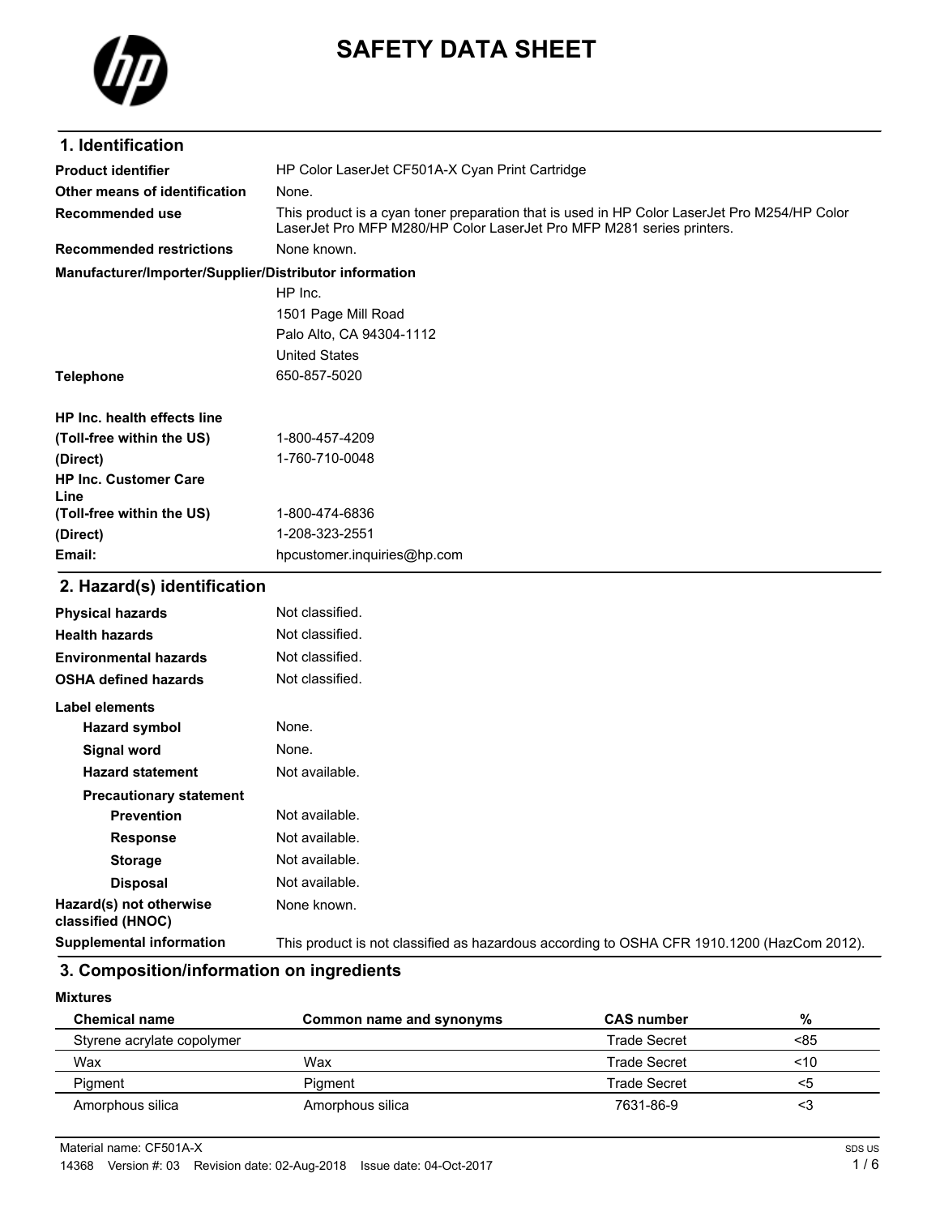# SAFETY DATA SHEET

## 1. Identification

| | |
|---|---|
| **Product identifier** | HP Color LaserJet CF501A-X Cyan Print Cartridge |
| **Other means of identification** | None. |
| **Recommended use** | This product is a cyan toner preparation that is used in HP Color LaserJet Pro M254/HP Color LaserJet Pro MFP M280/HP Color LaserJet Pro MFP M281 series printers. |
| **Recommended restrictions** | None known. |

**Manufacturer/Importer/Supplier/Distributor information**

HP Inc.
1501 Page Mill Road
Palo Alto, CA 94304-1112
United States

| | |
|---|---|
| **Telephone** | 650-857-5020 |
| **HP Inc. health effects line** | |
| **(Toll-free within the US)** | 1-800-457-4209 |
| **(Direct)** | 1-760-710-0048 |
| **HP Inc. Customer Care Line** | |
| **(Toll-free within the US)** | 1-800-474-6836 |
| **(Direct)** | 1-208-323-2551 |
| **Email:** | hpcustomer.inquiries@hp.com |

## 2. Hazard(s) identification

| | |
|---|---|
| **Physical hazards** | Not classified. |
| **Health hazards** | Not classified. |
| **Environmental hazards** | Not classified. |
| **OSHA defined hazards** | Not classified. |

**Label elements**

| | |
|---|---|
| **Hazard symbol** | None. |
| **Signal word** | None. |
| **Hazard statement** | Not available. |
| **Precautionary statement** | |
| **Prevention** | Not available. |
| **Response** | Not available. |
| **Storage** | Not available. |
| **Disposal** | Not available. |
| **Hazard(s) not otherwise classified (HNOC)** | None known. |
| **Supplemental information** | This product is not classified as hazardous according to OSHA CFR 1910.1200 (HazCom 2012). |

## 3. Composition/information on ingredients

**Mixtures**

| Chemical name | Common name and synonyms | CAS number | % |
|---|---|---|---|
| Styrene acrylate copolymer | | Trade Secret | <85 |
| Wax | Wax | Trade Secret | <10 |
| Pigment | Pigment | Trade Secret | <5 |
| Amorphous silica | Amorphous silica | 7631-86-9 | <3 |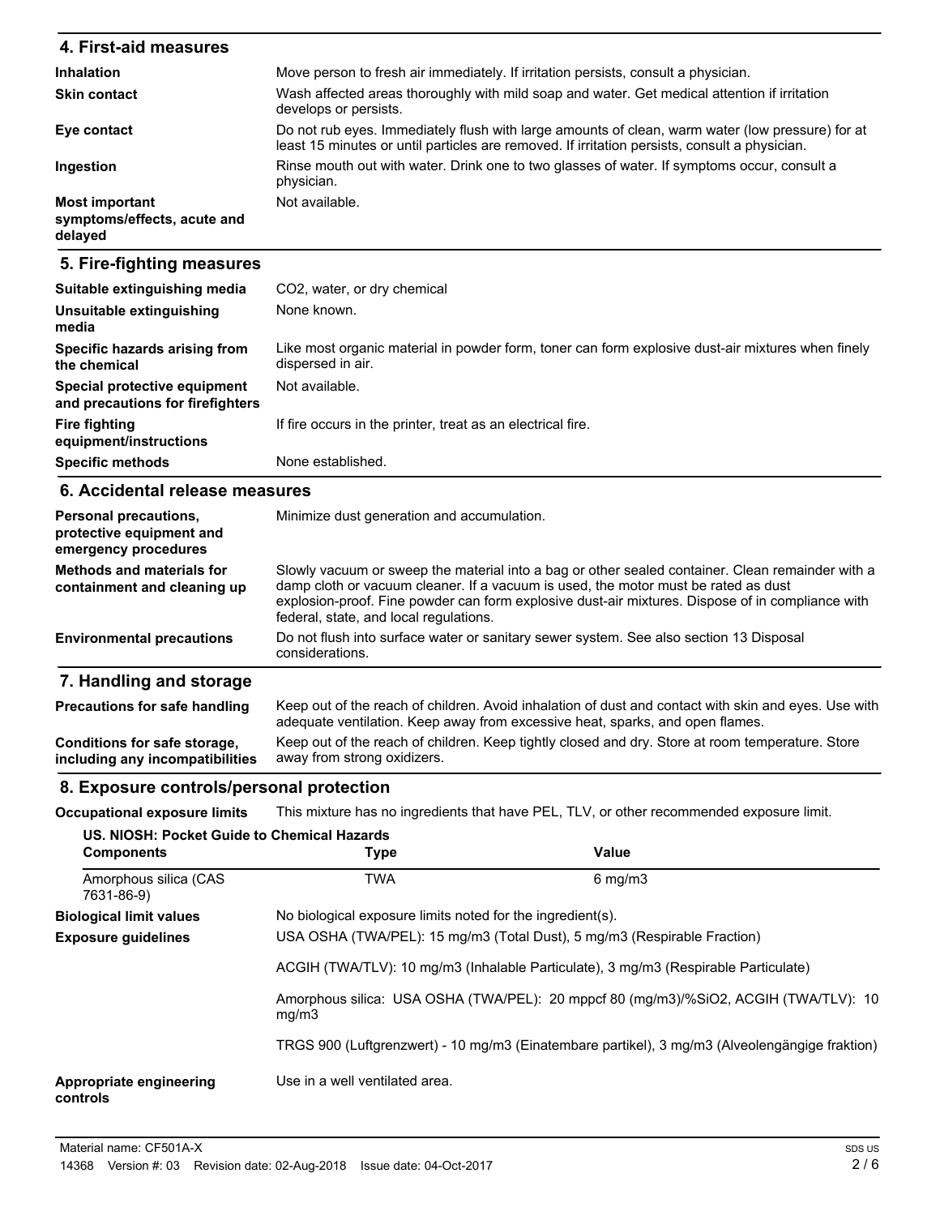## 4. First-aid measures

| | |
|---|---|
| **Inhalation** | Move person to fresh air immediately. If irritation persists, consult a physician. |
| **Skin contact** | Wash affected areas thoroughly with mild soap and water. Get medical attention if irritation develops or persists. |
| **Eye contact** | Do not rub eyes. Immediately flush with large amounts of clean, warm water (low pressure) for at least 15 minutes or until particles are removed. If irritation persists, consult a physician. |
| **Ingestion** | Rinse mouth out with water. Drink one to two glasses of water. If symptoms occur, consult a physician. |
| **Most important symptoms/effects, acute and delayed** | Not available. |

## 5. Fire-fighting measures

| | |
|---|---|
| **Suitable extinguishing media** | $CO_2$, water, or dry chemical |
| **Unsuitable extinguishing media** | None known. |
| **Specific hazards arising from the chemical** | Like most organic material in powder form, toner can form explosive dust-air mixtures when finely dispersed in air. |
| **Special protective equipment and precautions for firefighters** | Not available. |
| **Fire fighting equipment/instructions** | If fire occurs in the printer, treat as an electrical fire. |
| **Specific methods** | None established. |

## 6. Accidental release measures

| | |
|---|---|
| **Personal precautions, protective equipment and emergency procedures** | Minimize dust generation and accumulation. |
| **Methods and materials for containment and cleaning up** | Slowly vacuum or sweep the material into a bag or other sealed container. Clean remainder with a damp cloth or vacuum cleaner. If a vacuum is used, the motor must be rated as dust explosion-proof. Fine powder can form explosive dust-air mixtures. Dispose of in compliance with federal, state, and local regulations. |
| **Environmental precautions** | Do not flush into surface water or sanitary sewer system. See also section 13 Disposal considerations. |

## 7. Handling and storage

| | |
|---|---|
| **Precautions for safe handling** | Keep out of the reach of children. Avoid inhalation of dust and contact with skin and eyes. Use with adequate ventilation. Keep away from excessive heat, sparks, and open flames. |
| **Conditions for safe storage, including any incompatibilities** | Keep out of the reach of children. Keep tightly closed and dry. Store at room temperature. Store away from strong oxidizers. |

## 8. Exposure controls/personal protection

**Occupational exposure limits** This mixture has no ingredients that have PEL, TLV, or other recommended exposure limit.

**US. NIOSH: Pocket Guide to Chemical Hazards**

| Components | Type | Value |
|---|---|---|
| Amorphous silica (CAS 7631-86-9) | TWA | 6 mg/m3 |

**Biological limit values** No biological exposure limits noted for the ingredient(s).

**Exposure guidelines**

USA OSHA (TWA/PEL): 15 mg/m3 (Total Dust), 5 mg/m3 (Respirable Fraction)

ACGIH (TWA/TLV): 10 mg/m3 (Inhalable Particulate), 3 mg/m3 (Respirable Particulate)

Amorphous silica: USA OSHA (TWA/PEL): 20 mppcf 80 (mg/m3)/%SiO2, ACGIH (TWA/TLV): 10 mg/m3

TRGS 900 (Luftgrenzwert) - 10 mg/m3 (Einatembare partikel), 3 mg/m3 (Alveolengängige fraktion)

**Appropriate engineering controls** Use in a well ventilated area.

Material name: CF501A-X

14368 Version #: 03 Revision date: 02-Aug-2018 Issue date: 04-Oct-2017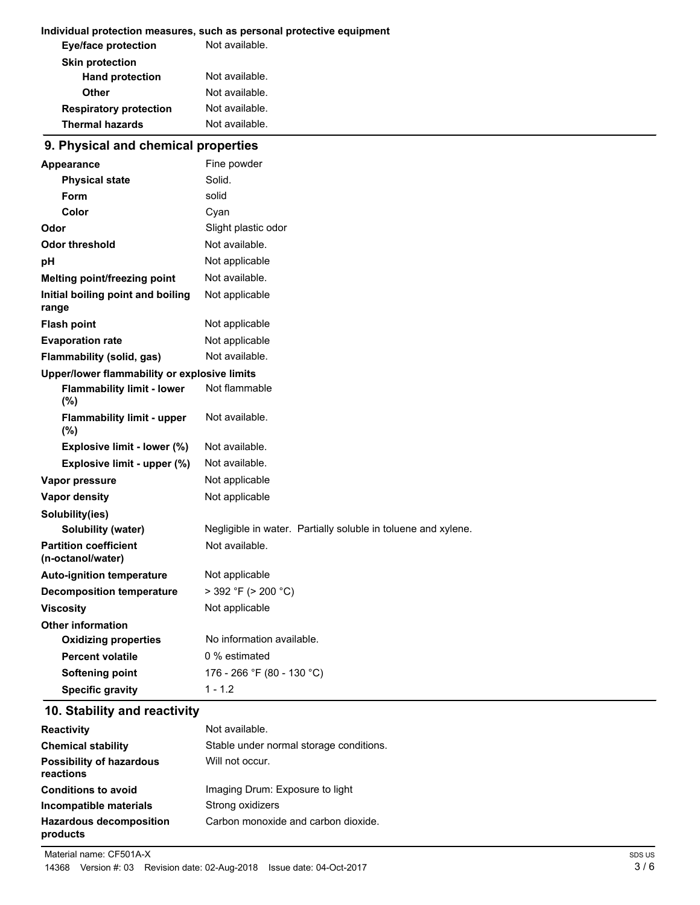**Individual protection measures, such as personal protective equipment**

| | |
|---|---|
| **Eye/face protection** | Not available. |
| **Skin protection** | |
| **Hand protection** | Not available. |
| **Other** | Not available. |
| **Respiratory protection** | Not available. |
| **Thermal hazards** | Not available. |

## 9. Physical and chemical properties

| | |
|---|---|
| **Appearance** | Fine powder |
| **Physical state** | Solid. |
| **Form** | solid |
| **Color** | Cyan |
| **Odor** | Slight plastic odor |
| **Odor threshold** | Not available. |
| **pH** | Not applicable |
| **Melting point/freezing point** | Not available. |
| **Initial boiling point and boiling range** | Not applicable |
| **Flash point** | Not applicable |
| **Evaporation rate** | Not applicable |
| **Flammability (solid, gas)** | Not available. |
| **Upper/lower flammability or explosive limits** | |
| **Flammability limit - lower (%)** | Not flammable |
| **Flammability limit - upper (%)** | Not available. |
| **Explosive limit - lower (%)** | Not available. |
| **Explosive limit - upper (%)** | Not available. |
| **Vapor pressure** | Not applicable |
| **Vapor density** | Not applicable |
| **Solubility(ies)** | |
| **Solubility (water)** | Negligible in water. Partially soluble in toluene and xylene. |
| **Partition coefficient (n-octanol/water)** | Not available. |
| **Auto-ignition temperature** | Not applicable |
| **Decomposition temperature** | > 392 °F (> 200 °C) |
| **Viscosity** | Not applicable |
| **Other information** | |
| **Oxidizing properties** | No information available. |
| **Percent volatile** | 0 % estimated |
| **Softening point** | 176 - 266 °F (80 - 130 °C) |
| **Specific gravity** | 1 - 1.2 |

## 10. Stability and reactivity

| | |
|---|---|
| **Reactivity** | Not available. |
| **Chemical stability** | Stable under normal storage conditions. |
| **Possibility of hazardous reactions** | Will not occur. |
| **Conditions to avoid** | Imaging Drum: Exposure to light |
| **Incompatible materials** | Strong oxidizers |
| **Hazardous decomposition products** | Carbon monoxide and carbon dioxide. |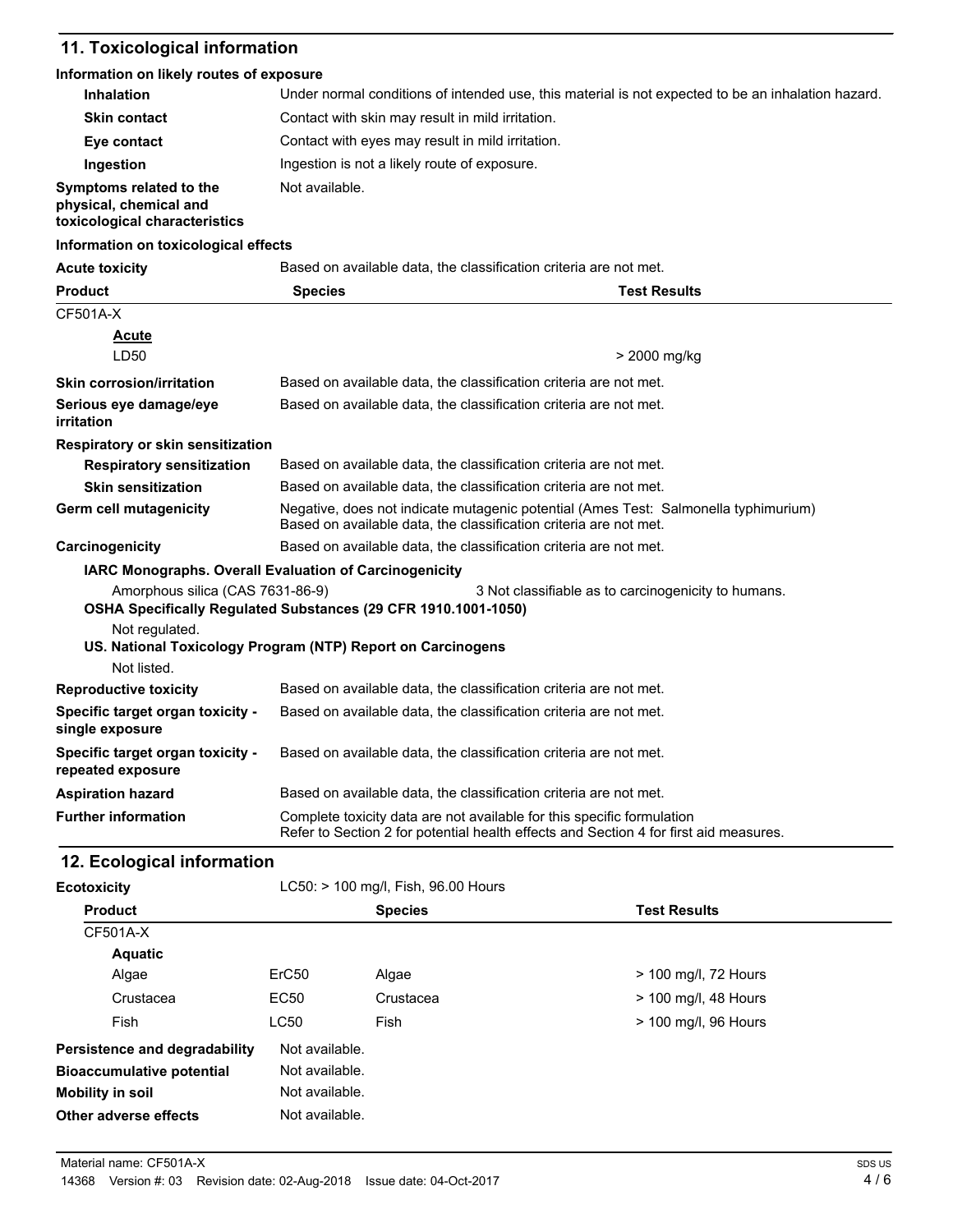## 11. Toxicological information

### Information on likely routes of exposure

| | |
|---|---|
| **Inhalation** | Under normal conditions of intended use, this material is not expected to be an inhalation hazard. |
| **Skin contact** | Contact with skin may result in mild irritation. |
| **Eye contact** | Contact with eyes may result in mild irritation. |
| **Ingestion** | Ingestion is not a likely route of exposure. |
| **Symptoms related to the physical, chemical and toxicological characteristics** | Not available. |

### Information on toxicological effects

**Acute toxicity** Based on available data, the classification criteria are not met.

| Product | Species | Test Results |
|---|---|---|
| CF501A-X | | |
| **Acute** | | |
| LD50 | | > 2000 mg/kg |

| | |
|---|---|
| **Skin corrosion/irritation** | Based on available data, the classification criteria are not met. |
| **Serious eye damage/eye irritation** | Based on available data, the classification criteria are not met. |

**Respiratory or skin sensitization**

| | |
|---|---|
| **Respiratory sensitization** | Based on available data, the classification criteria are not met. |
| **Skin sensitization** | Based on available data, the classification criteria are not met. |
| **Germ cell mutagenicity** | Negative, does not indicate mutagenic potential (Ames Test: Salmonella typhimurium) Based on available data, the classification criteria are not met. |
| **Carcinogenicity** | Based on available data, the classification criteria are not met. |

**IARC Monographs. Overall Evaluation of Carcinogenicity**

Amorphous silica (CAS 7631-86-9) 3 Not classifiable as to carcinogenicity to humans.

**OSHA Specifically Regulated Substances (29 CFR 1910.1001-1050)**

Not regulated.

**US. National Toxicology Program (NTP) Report on Carcinogens**

Not listed.

| | |
|---|---|
| **Reproductive toxicity** | Based on available data, the classification criteria are not met. |
| **Specific target organ toxicity - single exposure** | Based on available data, the classification criteria are not met. |
| **Specific target organ toxicity - repeated exposure** | Based on available data, the classification criteria are not met. |
| **Aspiration hazard** | Based on available data, the classification criteria are not met. |
| **Further information** | Complete toxicity data are not available for this specific formulation Refer to Section 2 for potential health effects and Section 4 for first aid measures. |

## 12. Ecological information

**Ecotoxicity** LC50: > 100 mg/l, Fish, 96.00 Hours

| Product | | Species | Test Results |
|---|---|---|---|
| CF501A-X | | | |
| **Aquatic** | | | |
| Algae | ErC50 | Algae | > 100 mg/l, 72 Hours |
| Crustacea | EC50 | Crustacea | > 100 mg/l, 48 Hours |
| Fish | LC50 | Fish | > 100 mg/l, 96 Hours |

| | |
|---|---|
| **Persistence and degradability** | Not available. |
| **Bioaccumulative potential** | Not available. |
| **Mobility in soil** | Not available. |
| **Other adverse effects** | Not available. |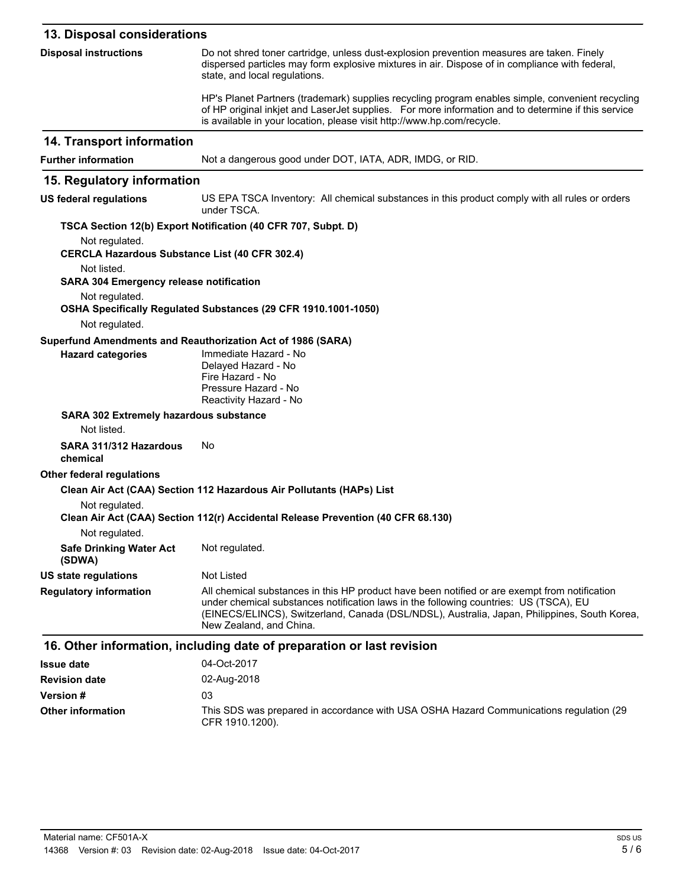## 13. Disposal considerations

**Disposal instructions**

Do not shred toner cartridge, unless dust-explosion prevention measures are taken. Finely dispersed particles may form explosive mixtures in air. Dispose of in compliance with federal, state, and local regulations.

HP's Planet Partners (trademark) supplies recycling program enables simple, convenient recycling of HP original inkjet and LaserJet supplies. For more information and to determine if this service is available in your location, please visit http://www.hp.com/recycle.

## 14. Transport information

**Further information** Not a dangerous good under DOT, IATA, ADR, IMDG, or RID.

## 15. Regulatory information

**US federal regulations** US EPA TSCA Inventory: All chemical substances in this product comply with all rules or orders under TSCA.

**TSCA Section 12(b) Export Notification (40 CFR 707, Subpt. D)**

Not regulated.

**CERCLA Hazardous Substance List (40 CFR 302.4)**

Not listed.

**SARA 304 Emergency release notification**

Not regulated.

**OSHA Specifically Regulated Substances (29 CFR 1910.1001-1050)**

Not regulated.

**Superfund Amendments and Reauthorization Act of 1986 (SARA)**

**Hazard categories**

Immediate Hazard - No
Delayed Hazard - No
Fire Hazard - No
Pressure Hazard - No
Reactivity Hazard - No

**SARA 302 Extremely hazardous substance**

Not listed.

**SARA 311/312 Hazardous chemical** No

**Other federal regulations**

**Clean Air Act (CAA) Section 112 Hazardous Air Pollutants (HAPs) List**

Not regulated.

**Clean Air Act (CAA) Section 112(r) Accidental Release Prevention (40 CFR 68.130)**

Not regulated.

**Safe Drinking Water Act (SDWA)** Not regulated.

**US state regulations** Not Listed

**Regulatory information** All chemical substances in this HP product have been notified or are exempt from notification under chemical substances notification laws in the following countries: US (TSCA), EU (EINECS/ELINCS), Switzerland, Canada (DSL/NDSL), Australia, Japan, Philippines, South Korea, New Zealand, and China.

## 16. Other information, including date of preparation or last revision

**Issue date** 04-Oct-2017

**Revision date** 02-Aug-2018

**Version #** 03

**Other information** This SDS was prepared in accordance with USA OSHA Hazard Communications regulation (29 CFR 1910.1200).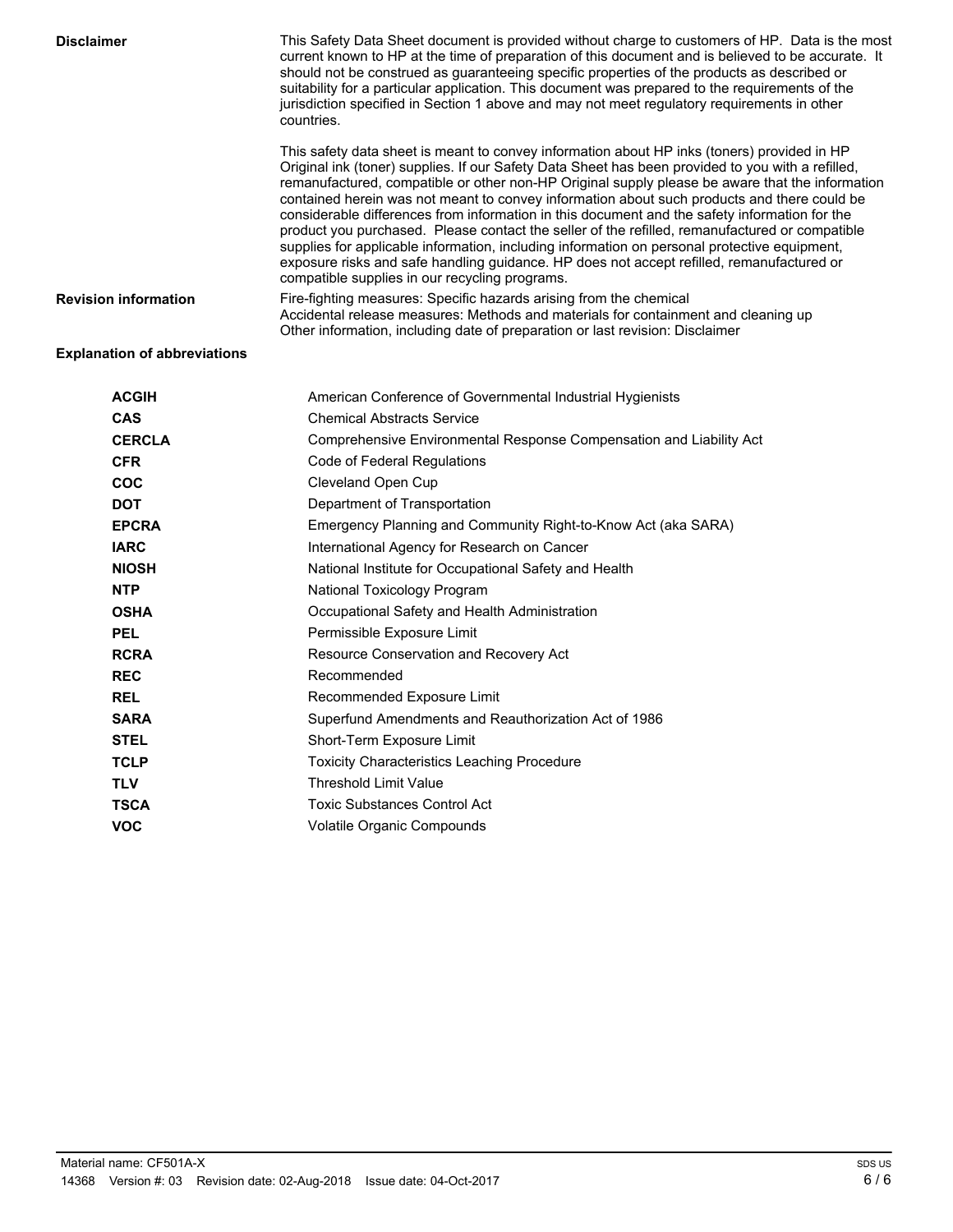**Disclaimer**

This Safety Data Sheet document is provided without charge to customers of HP. Data is the most current known to HP at the time of preparation of this document and is believed to be accurate. It should not be construed as guaranteeing specific properties of the products as described or suitability for a particular application. This document was prepared to the requirements of the jurisdiction specified in Section 1 above and may not meet regulatory requirements in other countries.

This safety data sheet is meant to convey information about HP inks (toners) provided in HP Original ink (toner) supplies. If our Safety Data Sheet has been provided to you with a refilled, remanufactured, compatible or other non-HP Original supply please be aware that the information contained herein was not meant to convey information about such products and there could be considerable differences from information in this document and the safety information for the product you purchased. Please contact the seller of the refilled, remanufactured or compatible supplies for applicable information, including information on personal protective equipment, exposure risks and safe handling guidance. HP does not accept refilled, remanufactured or compatible supplies in our recycling programs.

**Revision information**

Fire-fighting measures: Specific hazards arising from the chemical
Accidental release measures: Methods and materials for containment and cleaning up
Other information, including date of preparation or last revision: Disclaimer

**Explanation of abbreviations**

| | |
|---|---|
| **ACGIH** | American Conference of Governmental Industrial Hygienists |
| **CAS** | Chemical Abstracts Service |
| **CERCLA** | Comprehensive Environmental Response Compensation and Liability Act |
| **CFR** | Code of Federal Regulations |
| **COC** | Cleveland Open Cup |
| **DOT** | Department of Transportation |
| **EPCRA** | Emergency Planning and Community Right-to-Know Act (aka SARA) |
| **IARC** | International Agency for Research on Cancer |
| **NIOSH** | National Institute for Occupational Safety and Health |
| **NTP** | National Toxicology Program |
| **OSHA** | Occupational Safety and Health Administration |
| **PEL** | Permissible Exposure Limit |
| **RCRA** | Resource Conservation and Recovery Act |
| **REC** | Recommended |
| **REL** | Recommended Exposure Limit |
| **SARA** | Superfund Amendments and Reauthorization Act of 1986 |
| **STEL** | Short-Term Exposure Limit |
| **TCLP** | Toxicity Characteristics Leaching Procedure |
| **TLV** | Threshold Limit Value |
| **TSCA** | Toxic Substances Control Act |
| **VOC** | Volatile Organic Compounds |